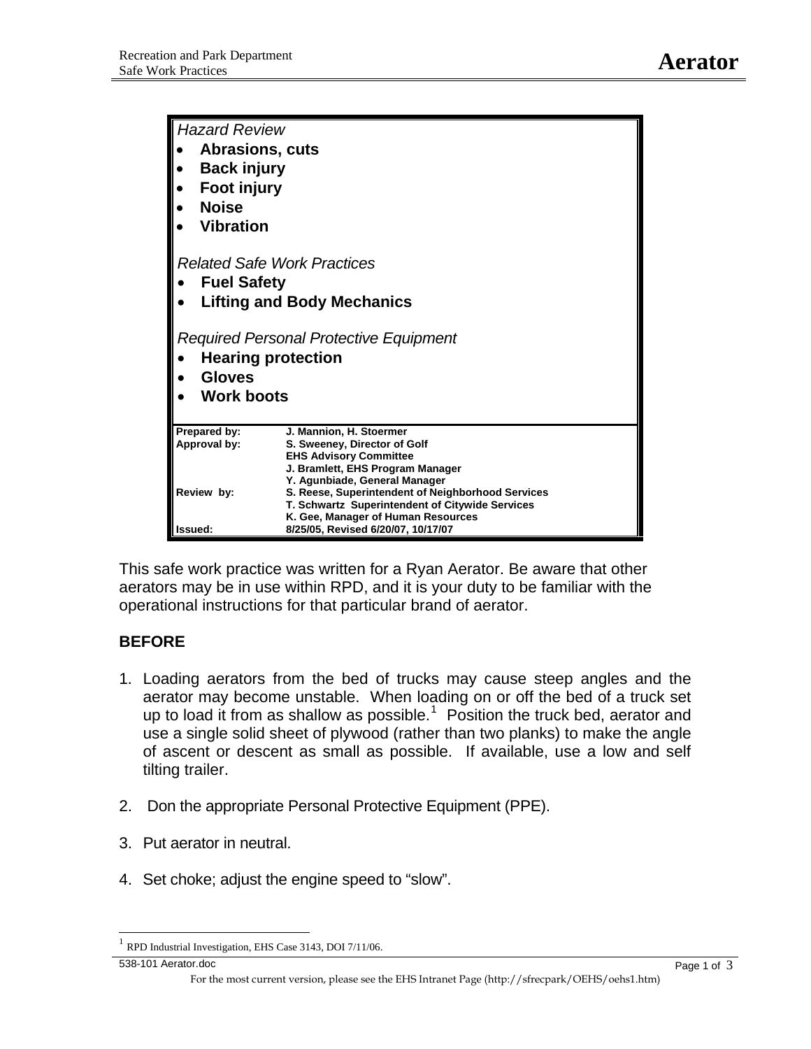# Aerator

*Hazard Review*

- **Abrasions, cuts**
- **Back injury**
- **Foot injury**
- **Noise**
- **Vibration**

*Related Safe Work Practices*

- **Fuel Safety**
- **Lifting and Body Mechanics**

*Required Personal Protective Equipment*

- **Hearing protection**
- **Gloves**
- **Work boots**

| | |
|---|---|
| **Prepared by:** | **J. Mannion, H. Stoermer** |
| **Approval by:** | **S. Sweeney, Director of Golf**<br>**EHS Advisory Committee**<br>**J. Bramlett, EHS Program Manager**<br>**Y. Agunbiade, General Manager** |
| **Review by:** | **S. Reese, Superintendent of Neighborhood Services**<br>**T. Schwartz Superintendent of Citywide Services**<br>**K. Gee, Manager of Human Resources** |
| **Issued:** | **8/25/05, Revised 6/20/07, 10/17/07** |

This safe work practice was written for a Ryan Aerator. Be aware that other aerators may be in use within RPD, and it is your duty to be familiar with the operational instructions for that particular brand of aerator.

## BEFORE

1. Loading aerators from the bed of trucks may cause steep angles and the aerator may become unstable. When loading on or off the bed of a truck set up to load it from as shallow as possible.[1] Position the truck bed, aerator and use a single solid sheet of plywood (rather than two planks) to make the angle of ascent or descent as small as possible. If available, use a low and self tilting trailer.

2. Don the appropriate Personal Protective Equipment (PPE).

3. Put aerator in neutral.

4. Set choke; adjust the engine speed to “slow”.

[1] RPD Industrial Investigation, EHS Case 3143, DOI 7/11/06.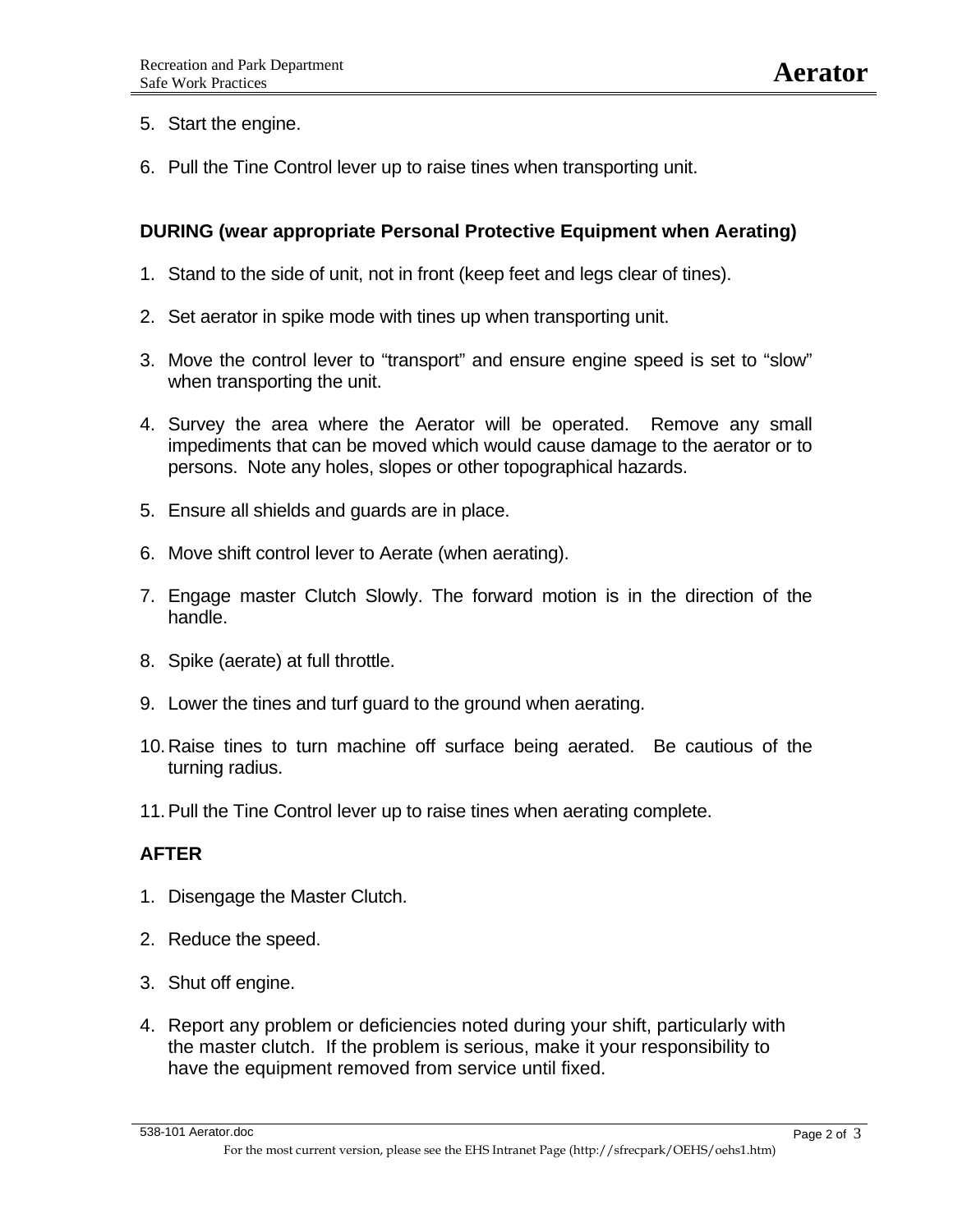5. Start the engine.

6. Pull the Tine Control lever up to raise tines when transporting unit.

**DURING (wear appropriate Personal Protective Equipment when Aerating)**

1. Stand to the side of unit, not in front (keep feet and legs clear of tines).

2. Set aerator in spike mode with tines up when transporting unit.

3. Move the control lever to "transport" and ensure engine speed is set to "slow" when transporting the unit.

4. Survey the area where the Aerator will be operated. Remove any small impediments that can be moved which would cause damage to the aerator or to persons. Note any holes, slopes or other topographical hazards.

5. Ensure all shields and guards are in place.

6. Move shift control lever to Aerate (when aerating).

7. Engage master Clutch Slowly. The forward motion is in the direction of the handle.

8. Spike (aerate) at full throttle.

9. Lower the tines and turf guard to the ground when aerating.

10. Raise tines to turn machine off surface being aerated. Be cautious of the turning radius.

11. Pull the Tine Control lever up to raise tines when aerating complete.

**AFTER**

1. Disengage the Master Clutch.

2. Reduce the speed.

3. Shut off engine.

4. Report any problem or deficiencies noted during your shift, particularly with the master clutch. If the problem is serious, make it your responsibility to have the equipment removed from service until fixed.